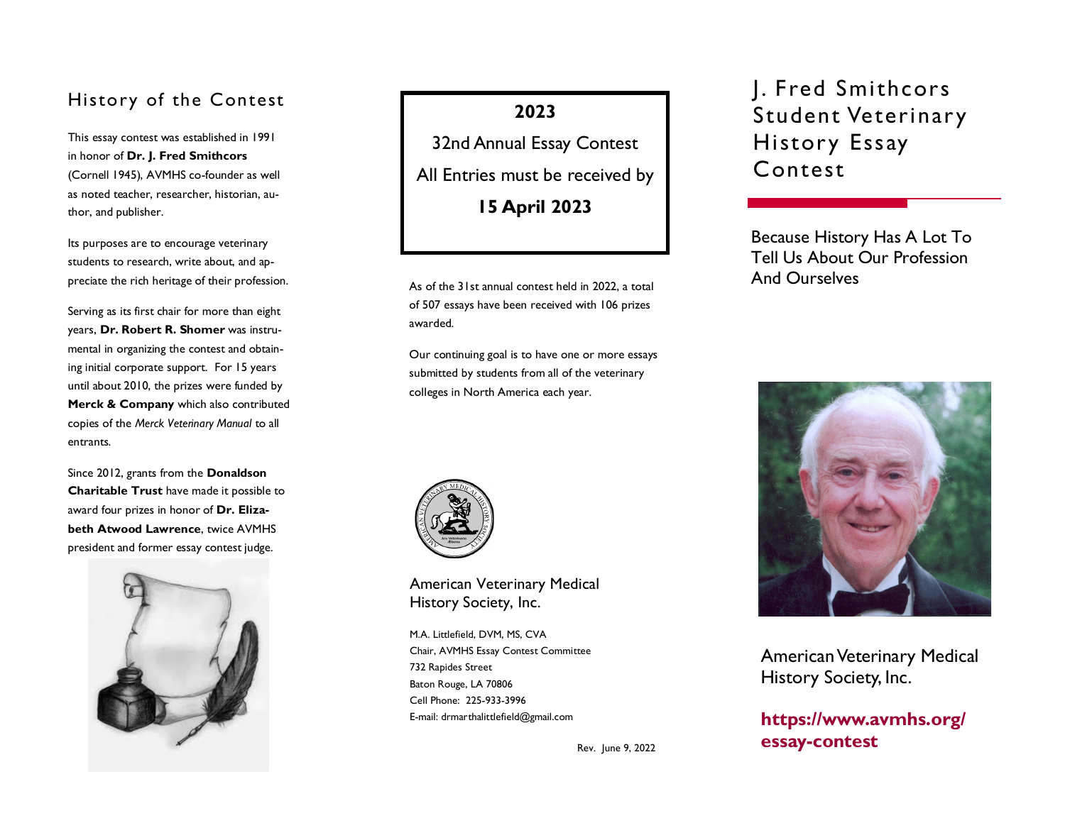## History of the Contest

This essay contest was established in 1991 in honor of **Dr. J. Fred Smithcors** (Cornell 1945), AVMHS co-founder as well as noted teacher, researcher, historian, author, and publisher.

Its purposes are to encourage veterinary students to research, write about, and appreciate the rich heritage of their profession.

Serving as its first chair for more than eight years, **Dr. Robert R. Shomer** was instrumental in organizing the contest and obtaining initial corporate support. For 15 years until about 2010, the prizes were funded by **Merck & Company** which also contributed copies of the *Merck Veterinary Manual* to all entrants.

Since 2012, grants from the **Donaldson Charitable Trust** have made it possible to award four prizes in honor of **Dr. Elizabeth Atwood Lawrence**, twice AVMHS president and former essay contest judge.

**2023**

32nd Annual Essay Contest

All Entries must be received by

**15 April 2023**

As of the 31st annual contest held in 2022, a total of 507 essays have been received with 106 prizes awarded.

Our continuing goal is to have one or more essays submitted by students from all of the veterinary colleges in North America each year.

American Veterinary Medical History Society, Inc.

M.A. Littlefield, DVM, MS, CVA
Chair, AVMHS Essay Contest Committee
732 Rapides Street
Baton Rouge, LA 70806
Cell Phone: 225-933-3996
E-mail: drmarthalittlefield@gmail.com

Rev. June 9, 2022

# J. Fred Smithcors Student Veterinary History Essay Contest

Because History Has A Lot To Tell Us About Our Profession And Ourselves

American Veterinary Medical History Society, Inc.

**https://www.avmhs.org/essay-contest**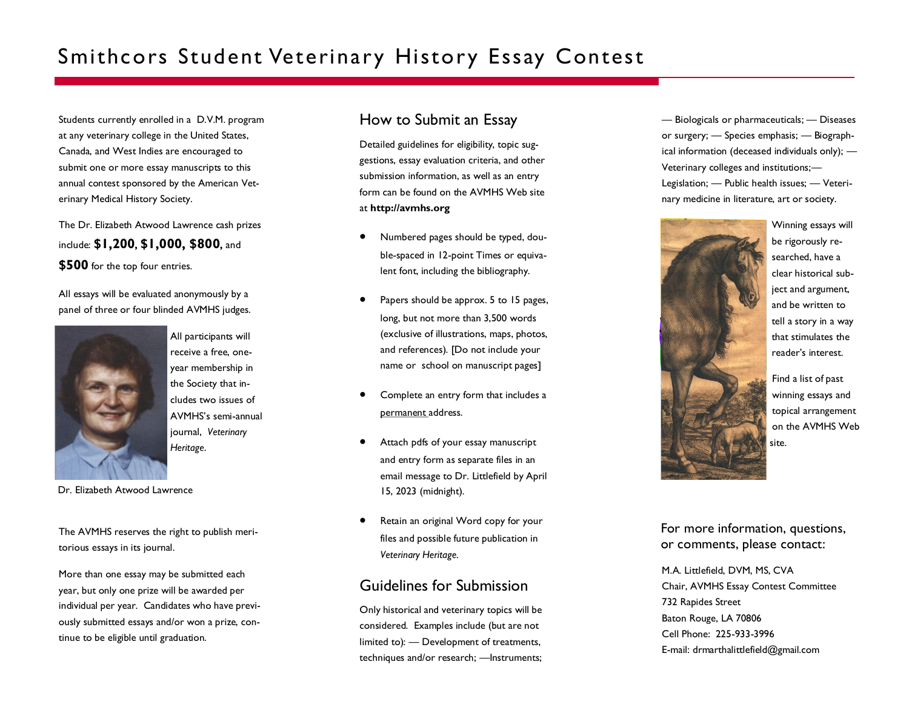# Smithcors Student Veterinary History Essay Contest

Students currently enrolled in a D.V.M. program at any veterinary college in the United States, Canada, and West Indies are encouraged to submit one or more essay manuscripts to this annual contest sponsored by the American Veterinary Medical History Society.

The Dr. Elizabeth Atwood Lawrence cash prizes include: **$1,200**, **$1,000**, **$800**, and **$500** for the top four entries.

All essays will be evaluated anonymously by a panel of three or four blinded AVMHS judges.

All participants will receive a free, one-year membership in the Society that includes two issues of AVMHS's semi-annual journal, *Veterinary Heritage*.

Dr. Elizabeth Atwood Lawrence

The AVMHS reserves the right to publish meritorious essays in its journal.

More than one essay may be submitted each year, but only one prize will be awarded per individual per year. Candidates who have previously submitted essays and/or won a prize, continue to be eligible until graduation.

## How to Submit an Essay

Detailed guidelines for eligibility, topic suggestions, essay evaluation criteria, and other submission information, as well as an entry form can be found on the AVMHS Web site at **http://avmhs.org**

- Numbered pages should be typed, double-spaced in 12-point Times or equivalent font, including the bibliography.
- Papers should be approx. 5 to 15 pages, long, but not more than 3,500 words (exclusive of illustrations, maps, photos, and references). [Do not include your name or school on manuscript pages]
- Complete an entry form that includes a permanent address.
- Attach pdfs of your essay manuscript and entry form as separate files in an email message to Dr. Littlefield by April 15, 2023 (midnight).
- Retain an original Word copy for your files and possible future publication in *Veterinary Heritage*.

## Guidelines for Submission

Only historical and veterinary topics will be considered. Examples include (but are not limited to): — Development of treatments, techniques and/or research; —Instruments; — Biologicals or pharmaceuticals; — Diseases or surgery; — Species emphasis; — Biographical information (deceased individuals only); — Veterinary colleges and institutions;— Legislation; — Public health issues; — Veterinary medicine in literature, art or society.

Winning essays will be rigorously researched, have a clear historical subject and argument, and be written to tell a story in a way that stimulates the reader's interest.

Find a list of past winning essays and topical arrangement on the AVMHS Web site.

### For more information, questions, or comments, please contact:

M.A. Littlefield, DVM, MS, CVA
Chair, AVMHS Essay Contest Committee
732 Rapides Street
Baton Rouge, LA 70806
Cell Phone: 225-933-3996
E-mail: drmarthalittlefield@gmail.com